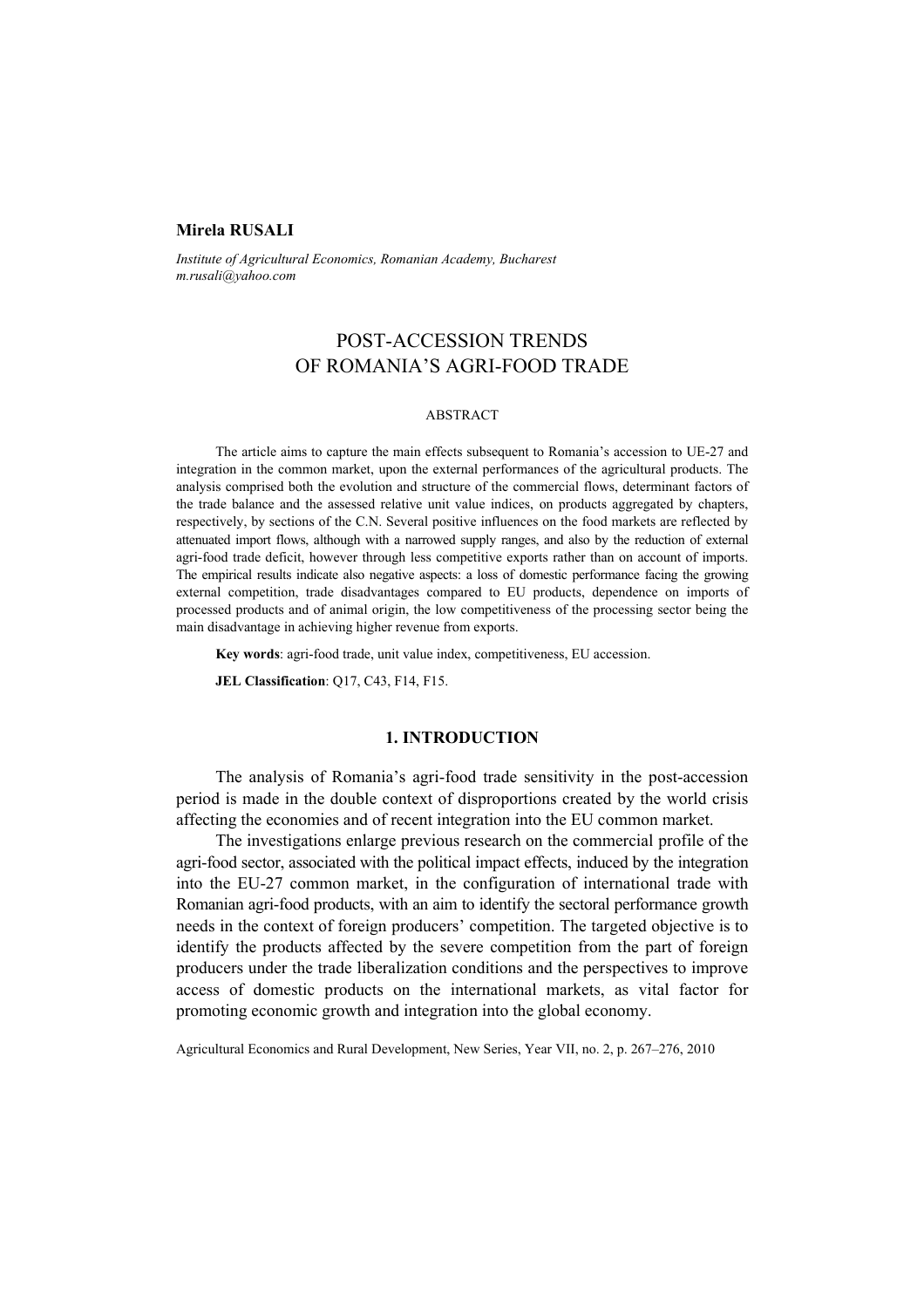**Mirela RUSALI**

*Institute of Agricultural Economics, Romanian Academy, Bucharest*
*m.rusali@yahoo.com*

# POST-ACCESSION TRENDS OF ROMANIA'S AGRI-FOOD TRADE

ABSTRACT

The article aims to capture the main effects subsequent to Romania's accession to UE-27 and integration in the common market, upon the external performances of the agricultural products. The analysis comprised both the evolution and structure of the commercial flows, determinant factors of the trade balance and the assessed relative unit value indices, on products aggregated by chapters, respectively, by sections of the C.N. Several positive influences on the food markets are reflected by attenuated import flows, although with a narrowed supply ranges, and also by the reduction of external agri-food trade deficit, however through less competitive exports rather than on account of imports. The empirical results indicate also negative aspects: a loss of domestic performance facing the growing external competition, trade disadvantages compared to EU products, dependence on imports of processed products and of animal origin, the low competitiveness of the processing sector being the main disadvantage in achieving higher revenue from exports.

**Key words**: agri-food trade, unit value index, competitiveness, EU accession.

**JEL Classification**: Q17, C43, F14, F15.

## 1. INTRODUCTION

The analysis of Romania's agri-food trade sensitivity in the post-accession period is made in the double context of disproportions created by the world crisis affecting the economies and of recent integration into the EU common market.

The investigations enlarge previous research on the commercial profile of the agri-food sector, associated with the political impact effects, induced by the integration into the EU-27 common market, in the configuration of international trade with Romanian agri-food products, with an aim to identify the sectoral performance growth needs in the context of foreign producers' competition. The targeted objective is to identify the products affected by the severe competition from the part of foreign producers under the trade liberalization conditions and the perspectives to improve access of domestic products on the international markets, as vital factor for promoting economic growth and integration into the global economy.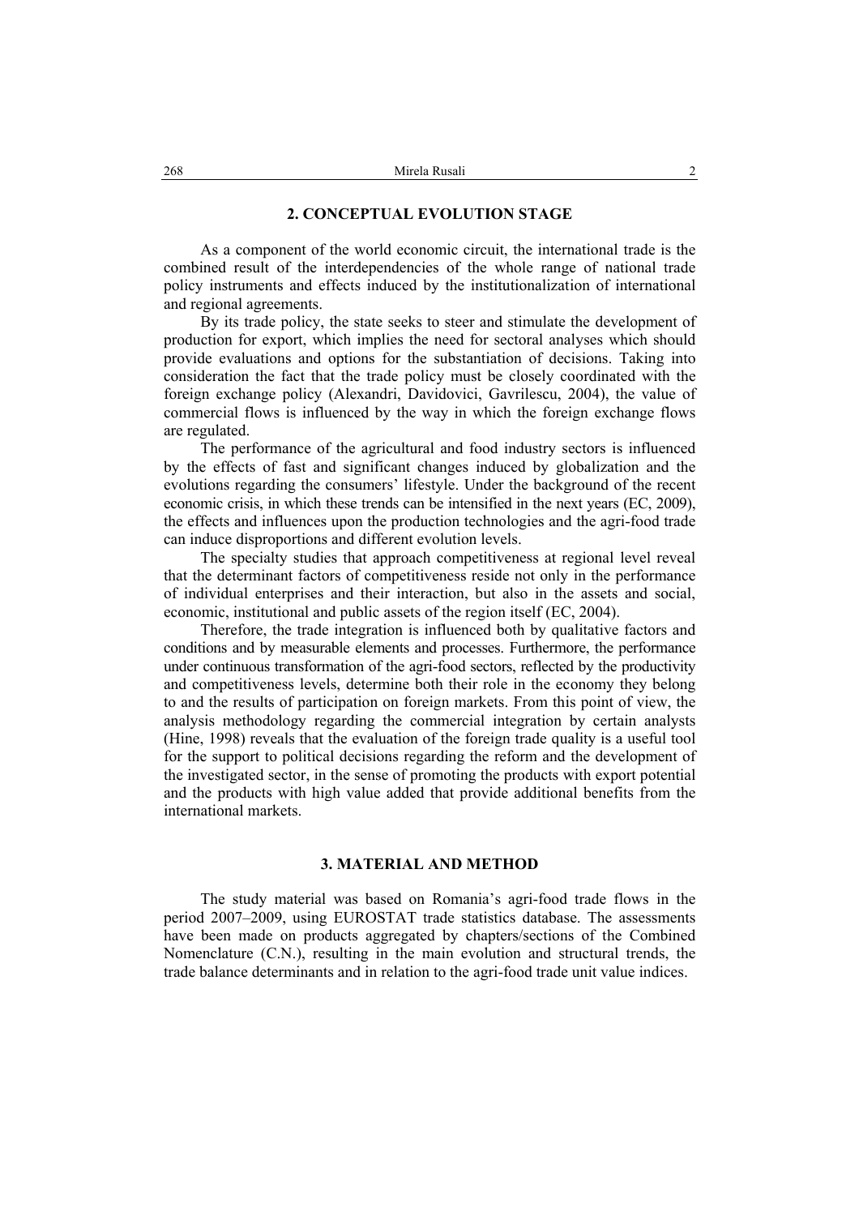## 2. CONCEPTUAL EVOLUTION STAGE

As a component of the world economic circuit, the international trade is the combined result of the interdependencies of the whole range of national trade policy instruments and effects induced by the institutionalization of international and regional agreements.

By its trade policy, the state seeks to steer and stimulate the development of production for export, which implies the need for sectoral analyses which should provide evaluations and options for the substantiation of decisions. Taking into consideration the fact that the trade policy must be closely coordinated with the foreign exchange policy (Alexandri, Davidovici, Gavrilescu, 2004), the value of commercial flows is influenced by the way in which the foreign exchange flows are regulated.

The performance of the agricultural and food industry sectors is influenced by the effects of fast and significant changes induced by globalization and the evolutions regarding the consumers' lifestyle. Under the background of the recent economic crisis, in which these trends can be intensified in the next years (EC, 2009), the effects and influences upon the production technologies and the agri-food trade can induce disproportions and different evolution levels.

The specialty studies that approach competitiveness at regional level reveal that the determinant factors of competitiveness reside not only in the performance of individual enterprises and their interaction, but also in the assets and social, economic, institutional and public assets of the region itself (EC, 2004).

Therefore, the trade integration is influenced both by qualitative factors and conditions and by measurable elements and processes. Furthermore, the performance under continuous transformation of the agri-food sectors, reflected by the productivity and competitiveness levels, determine both their role in the economy they belong to and the results of participation on foreign markets. From this point of view, the analysis methodology regarding the commercial integration by certain analysts (Hine, 1998) reveals that the evaluation of the foreign trade quality is a useful tool for the support to political decisions regarding the reform and the development of the investigated sector, in the sense of promoting the products with export potential and the products with high value added that provide additional benefits from the international markets.

## 3. MATERIAL AND METHOD

The study material was based on Romania's agri-food trade flows in the period 2007–2009, using EUROSTAT trade statistics database. The assessments have been made on products aggregated by chapters/sections of the Combined Nomenclature (C.N.), resulting in the main evolution and structural trends, the trade balance determinants and in relation to the agri-food trade unit value indices.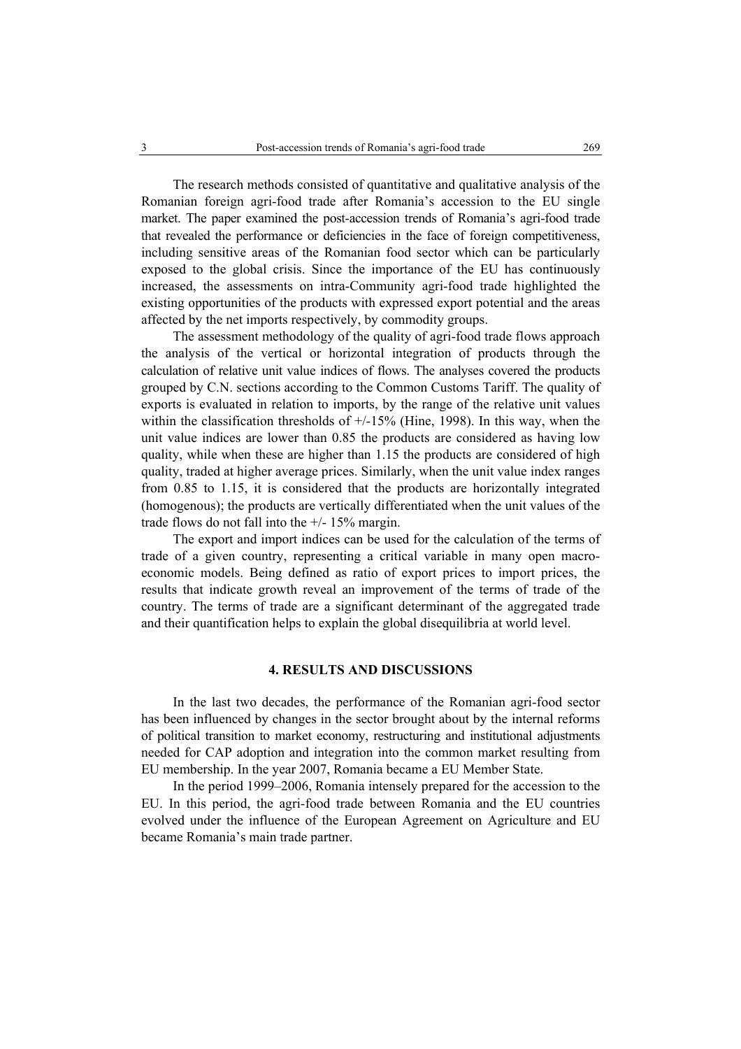The research methods consisted of quantitative and qualitative analysis of the Romanian foreign agri-food trade after Romania's accession to the EU single market. The paper examined the post-accession trends of Romania's agri-food trade that revealed the performance or deficiencies in the face of foreign competitiveness, including sensitive areas of the Romanian food sector which can be particularly exposed to the global crisis. Since the importance of the EU has continuously increased, the assessments on intra-Community agri-food trade highlighted the existing opportunities of the products with expressed export potential and the areas affected by the net imports respectively, by commodity groups.

The assessment methodology of the quality of agri-food trade flows approach the analysis of the vertical or horizontal integration of products through the calculation of relative unit value indices of flows. The analyses covered the products grouped by C.N. sections according to the Common Customs Tariff. The quality of exports is evaluated in relation to imports, by the range of the relative unit values within the classification thresholds of +/-15% (Hine, 1998). In this way, when the unit value indices are lower than 0.85 the products are considered as having low quality, while when these are higher than 1.15 the products are considered of high quality, traded at higher average prices. Similarly, when the unit value index ranges from 0.85 to 1.15, it is considered that the products are horizontally integrated (homogenous); the products are vertically differentiated when the unit values of the trade flows do not fall into the +/- 15% margin.

The export and import indices can be used for the calculation of the terms of trade of a given country, representing a critical variable in many open macro-economic models. Being defined as ratio of export prices to import prices, the results that indicate growth reveal an improvement of the terms of trade of the country. The terms of trade are a significant determinant of the aggregated trade and their quantification helps to explain the global disequilibria at world level.

## 4. RESULTS AND DISCUSSIONS

In the last two decades, the performance of the Romanian agri-food sector has been influenced by changes in the sector brought about by the internal reforms of political transition to market economy, restructuring and institutional adjustments needed for CAP adoption and integration into the common market resulting from EU membership. In the year 2007, Romania became a EU Member State.

In the period 1999–2006, Romania intensely prepared for the accession to the EU. In this period, the agri-food trade between Romania and the EU countries evolved under the influence of the European Agreement on Agriculture and EU became Romania's main trade partner.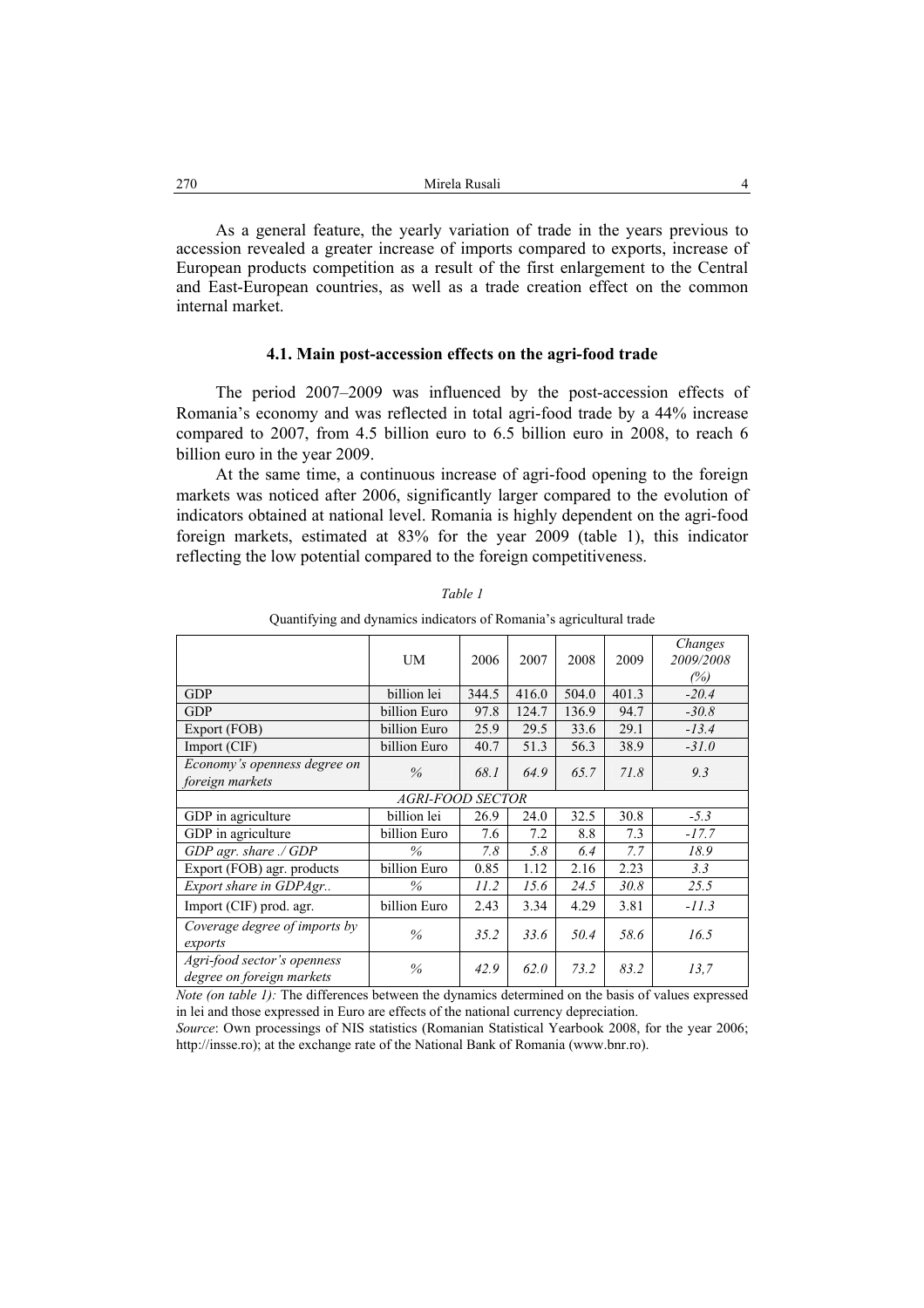As a general feature, the yearly variation of trade in the years previous to accession revealed a greater increase of imports compared to exports, increase of European products competition as a result of the first enlargement to the Central and East-European countries, as well as a trade creation effect on the common internal market.

### 4.1. Main post-accession effects on the agri-food trade

The period 2007–2009 was influenced by the post-accession effects of Romania's economy and was reflected in total agri-food trade by a 44% increase compared to 2007, from 4.5 billion euro to 6.5 billion euro in 2008, to reach 6 billion euro in the year 2009.

At the same time, a continuous increase of agri-food opening to the foreign markets was noticed after 2006, significantly larger compared to the evolution of indicators obtained at national level. Romania is highly dependent on the agri-food foreign markets, estimated at 83% for the year 2009 (table 1), this indicator reflecting the low potential compared to the foreign competitiveness.

*Table 1*

Quantifying and dynamics indicators of Romania's agricultural trade

| | UM | 2006 | 2007 | 2008 | 2009 | *Changes 2009/2008 (%)* |
|---|---|---|---|---|---|---|
| GDP | billion lei | 344.5 | 416.0 | 504.0 | 401.3 | *-20.4* |
| GDP | billion Euro | 97.8 | 124.7 | 136.9 | 94.7 | *-30.8* |
| Export (FOB) | billion Euro | 25.9 | 29.5 | 33.6 | 29.1 | *-13.4* |
| Import (CIF) | billion Euro | 40.7 | 51.3 | 56.3 | 38.9 | *-31.0* |
| *Economy's openness degree on foreign markets* | *%* | *68.1* | *64.9* | *65.7* | *71.8* | *9.3* |
| *AGRI-FOOD SECTOR* | | | | | | |
| GDP in agriculture | billion lei | 26.9 | 24.0 | 32.5 | 30.8 | *-5.3* |
| GDP in agriculture | billion Euro | 7.6 | 7.2 | 8.8 | 7.3 | *-17.7* |
| *GDP agr. share ./ GDP* | *%* | *7.8* | *5.8* | *6.4* | *7.7* | *18.9* |
| Export (FOB) agr. products | billion Euro | 0.85 | 1.12 | 2.16 | 2.23 | *3.3* |
| *Export share in GDPAgr..* | *%* | *11.2* | *15.6* | *24.5* | *30.8* | *25.5* |
| Import (CIF) prod. agr. | billion Euro | 2.43 | 3.34 | 4.29 | 3.81 | *-11.3* |
| *Coverage degree of imports by exports* | *%* | *35.2* | *33.6* | *50.4* | *58.6* | *16.5* |
| *Agri-food sector's openness degree on foreign markets* | *%* | *42.9* | *62.0* | *73.2* | *83.2* | *13,7* |

*Note (on table 1):* The differences between the dynamics determined on the basis of values expressed in lei and those expressed in Euro are effects of the national currency depreciation.

*Source*: Own processings of NIS statistics (Romanian Statistical Yearbook 2008, for the year 2006; http://insse.ro); at the exchange rate of the National Bank of Romania (www.bnr.ro).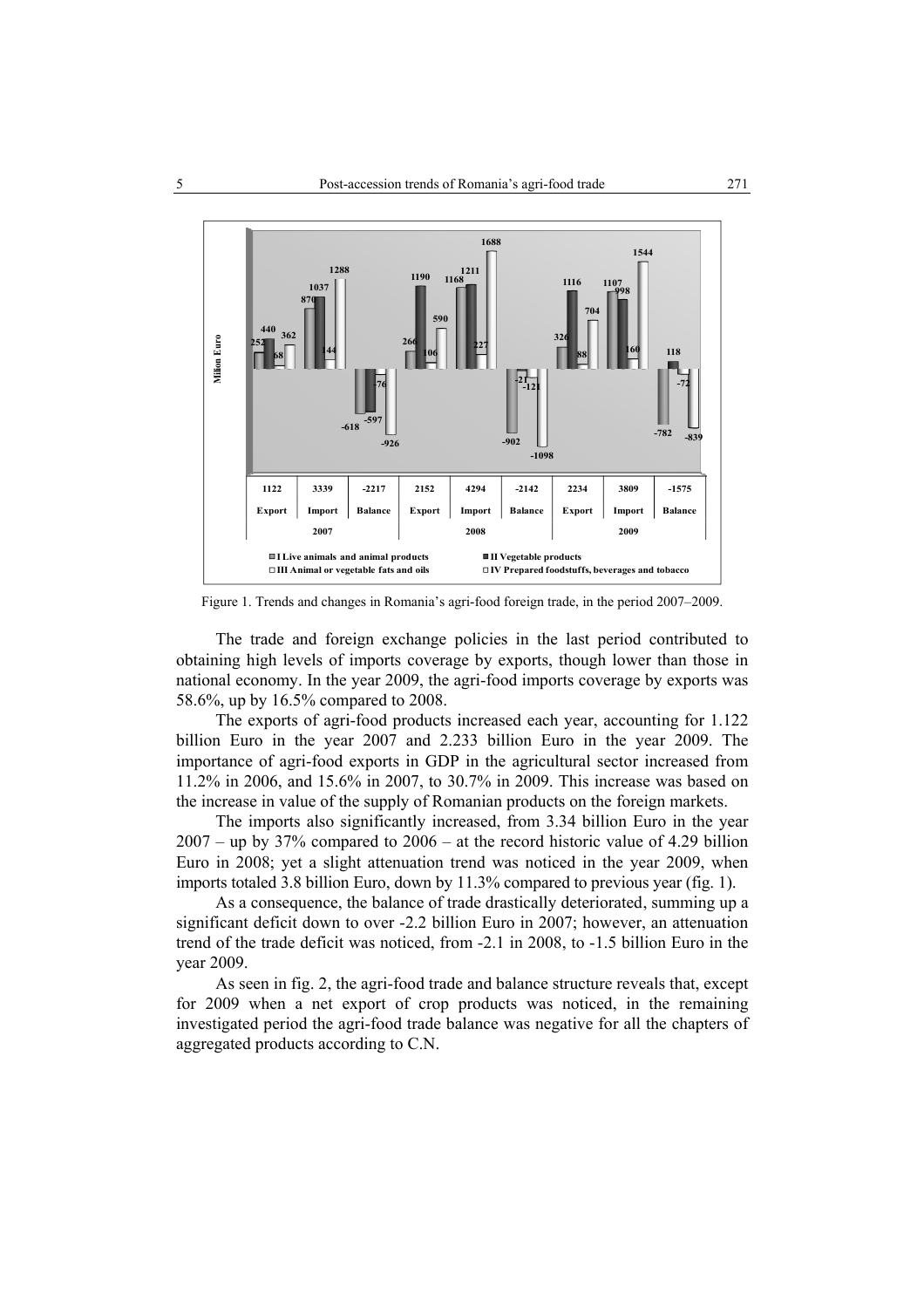| 2007 | | | 2008 | | | 2009 | | |
|---|---|---|---|---|---|---|---|---|
| Export | Import | Balance | Export | Import | Balance | Export | Import | Balance |
| 1122 | 3339 | -2217 | 2152 | 4294 | -2142 | 2234 | 3809 | -1575 |

Figure 1. Trends and changes in Romania's agri-food foreign trade, in the period 2007–2009.

The trade and foreign exchange policies in the last period contributed to obtaining high levels of imports coverage by exports, though lower than those in national economy. In the year 2009, the agri-food imports coverage by exports was 58.6%, up by 16.5% compared to 2008.

The exports of agri-food products increased each year, accounting for 1.122 billion Euro in the year 2007 and 2.233 billion Euro in the year 2009. The importance of agri-food exports in GDP in the agricultural sector increased from 11.2% in 2006, and 15.6% in 2007, to 30.7% in 2009. This increase was based on the increase in value of the supply of Romanian products on the foreign markets.

The imports also significantly increased, from 3.34 billion Euro in the year 2007 – up by 37% compared to 2006 – at the record historic value of 4.29 billion Euro in 2008; yet a slight attenuation trend was noticed in the year 2009, when imports totaled 3.8 billion Euro, down by 11.3% compared to previous year (fig. 1).

As a consequence, the balance of trade drastically deteriorated, summing up a significant deficit down to over -2.2 billion Euro in 2007; however, an attenuation trend of the trade deficit was noticed, from -2.1 in 2008, to -1.5 billion Euro in the year 2009.

As seen in fig. 2, the agri-food trade and balance structure reveals that, except for 2009 when a net export of crop products was noticed, in the remaining investigated period the agri-food trade balance was negative for all the chapters of aggregated products according to C.N.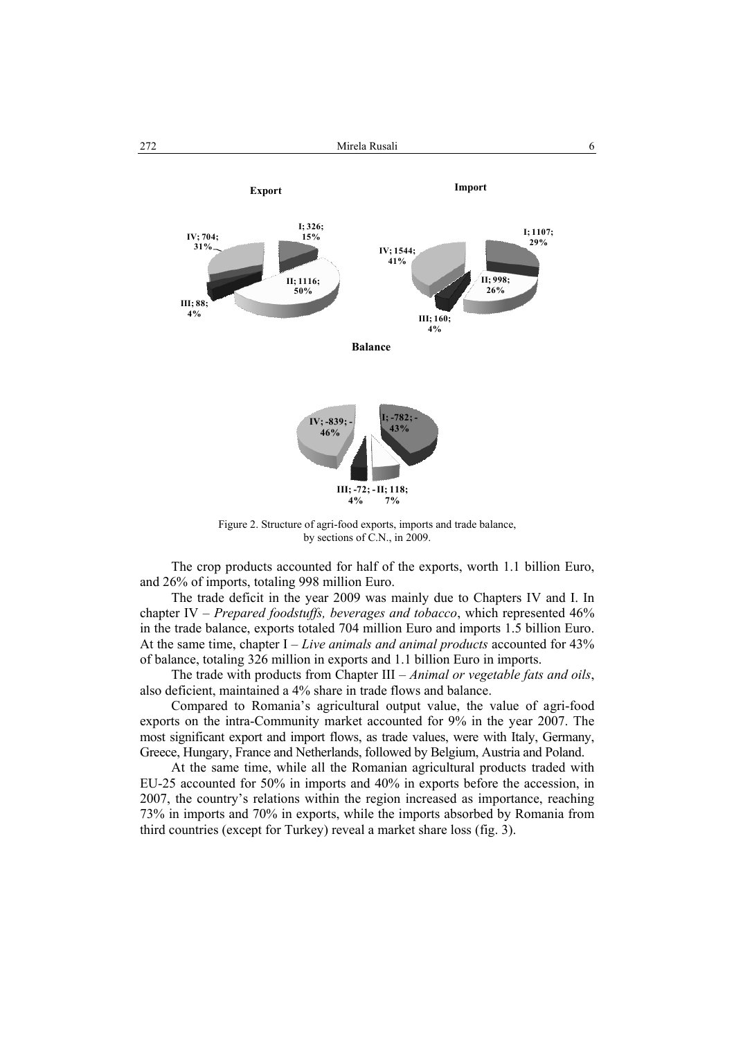Export

I; 326; 15%
II; 1116; 50%
III; 88; 4%
IV; 704; 31%

Import

I; 1107; 29%
II; 998; 26%
III; 160; 4%
IV; 1544; 41%

Balance

I; -782; -43%
II; 118; 7%
III; -72; -4%
IV; -839; -46%

Figure 2. Structure of agri-food exports, imports and trade balance, by sections of C.N., in 2009.

The crop products accounted for half of the exports, worth 1.1 billion Euro, and 26% of imports, totaling 998 million Euro.

The trade deficit in the year 2009 was mainly due to Chapters IV and I. In chapter IV – *Prepared foodstuffs, beverages and tobacco*, which represented 46% in the trade balance, exports totaled 704 million Euro and imports 1.5 billion Euro. At the same time, chapter I – *Live animals and animal products* accounted for 43% of balance, totaling 326 million in exports and 1.1 billion Euro in imports.

The trade with products from Chapter III – *Animal or vegetable fats and oils*, also deficient, maintained a 4% share in trade flows and balance.

Compared to Romania's agricultural output value, the value of agri-food exports on the intra-Community market accounted for 9% in the year 2007. The most significant export and import flows, as trade values, were with Italy, Germany, Greece, Hungary, France and Netherlands, followed by Belgium, Austria and Poland.

At the same time, while all the Romanian agricultural products traded with EU-25 accounted for 50% in imports and 40% in exports before the accession, in 2007, the country's relations within the region increased as importance, reaching 73% in imports and 70% in exports, while the imports absorbed by Romania from third countries (except for Turkey) reveal a market share loss (fig. 3).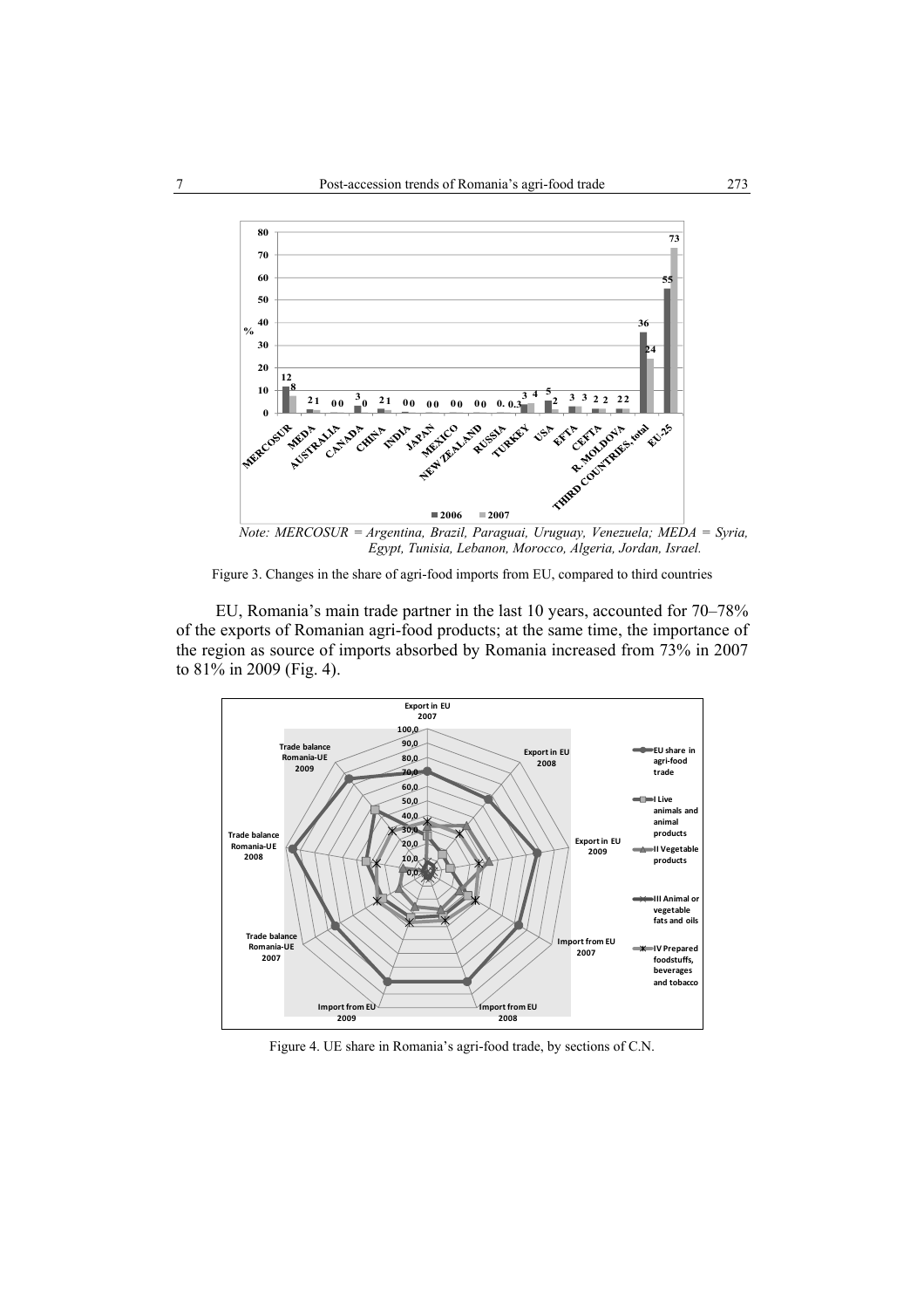Note: MERCOSUR = Argentina, Brazil, Paraguai, Uruguay, Venezuela; MEDA = Syria, Egypt, Tunisia, Lebanon, Morocco, Algeria, Jordan, Israel.

Figure 3. Changes in the share of agri-food imports from EU, compared to third countries

EU, Romania's main trade partner in the last 10 years, accounted for 70–78% of the exports of Romanian agri-food products; at the same time, the importance of the region as source of imports absorbed by Romania increased from 73% in 2007 to 81% in 2009 (Fig. 4).

Figure 4. UE share in Romania's agri-food trade, by sections of C.N.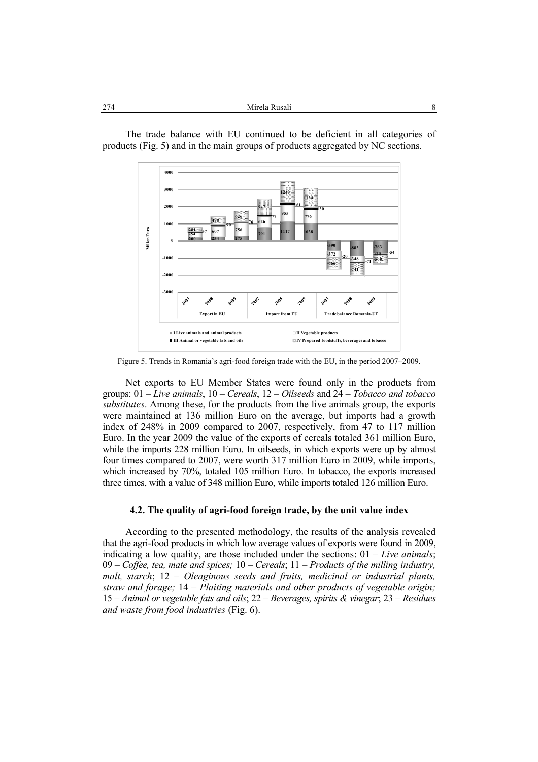The trade balance with EU continued to be deficient in all categories of products (Fig. 5) and in the main groups of products aggregated by NC sections.

Figure 5. Trends in Romania's agri-food foreign trade with the EU, in the period 2007–2009.

Net exports to EU Member States were found only in the products from groups: 01 – *Live animals*, 10 – *Cereals*, 12 – *Oilseeds* and 24 – *Tobacco and tobacco substitutes*. Among these, for the products from the live animals group, the exports were maintained at 136 million Euro on the average, but imports had a growth index of 248% in 2009 compared to 2007, respectively, from 47 to 117 million Euro. In the year 2009 the value of the exports of cereals totaled 361 million Euro, while the imports 228 million Euro. In oilseeds, in which exports were up by almost four times compared to 2007, were worth 317 million Euro in 2009, while imports, which increased by 70%, totaled 105 million Euro. In tobacco, the exports increased three times, with a value of 348 million Euro, while imports totaled 126 million Euro.

### 4.2. The quality of agri-food foreign trade, by the unit value index

According to the presented methodology, the results of the analysis revealed that the agri-food products in which low average values of exports were found in 2009, indicating a low quality, are those included under the sections: 01 – *Live animals*; 09 – *Coffee, tea, mate and spices;* 10 – *Cereals*; 11 – *Products of the milling industry, malt, starch*; 12 – *Oleaginous seeds and fruits, medicinal or industrial plants, straw and forage;* 14 – *Plaiting materials and other products of vegetable origin;* 15 – *Animal or vegetable fats and oils*; 22 – *Beverages, spirits & vinegar*; 23 – *Residues and waste from food industries* (Fig. 6).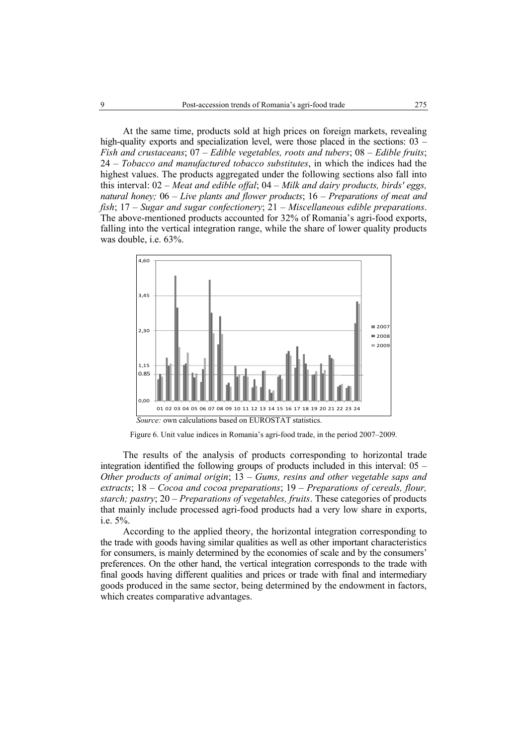At the same time, products sold at high prices on foreign markets, revealing high-quality exports and specialization level, were those placed in the sections: 03 – *Fish and crustaceans*; 07 – *Edible vegetables, roots and tubers*; 08 – *Edible fruits*; 24 – *Tobacco and manufactured tobacco substitutes*, in which the indices had the highest values. The products aggregated under the following sections also fall into this interval: 02 – *Meat and edible offal*; 04 – *Milk and dairy products, birds' eggs, natural honey;* 06 – *Live plants and flower products*; 16 – *Preparations of meat and fish*; 17 – *Sugar and sugar confectionery*; 21 – *Miscellaneous edible preparations*. The above-mentioned products accounted for 32% of Romania's agri-food exports, falling into the vertical integration range, while the share of lower quality products was double, i.e. 63%.

*Source:* own calculations based on EUROSTAT statistics.

Figure 6. Unit value indices in Romania's agri-food trade, in the period 2007–2009.

The results of the analysis of products corresponding to horizontal trade integration identified the following groups of products included in this interval: 05 – *Other products of animal origin*; 13 – *Gums, resins and other vegetable saps and extracts*; 18 – *Cocoa and cocoa preparations*; 19 – *Preparations of cereals, flour, starch; pastry*; 20 – *Preparations of vegetables, fruits*. These categories of products that mainly include processed agri-food products had a very low share in exports, i.e. 5%.

According to the applied theory, the horizontal integration corresponding to the trade with goods having similar qualities as well as other important characteristics for consumers, is mainly determined by the economies of scale and by the consumers' preferences. On the other hand, the vertical integration corresponds to the trade with final goods having different qualities and prices or trade with final and intermediary goods produced in the same sector, being determined by the endowment in factors, which creates comparative advantages.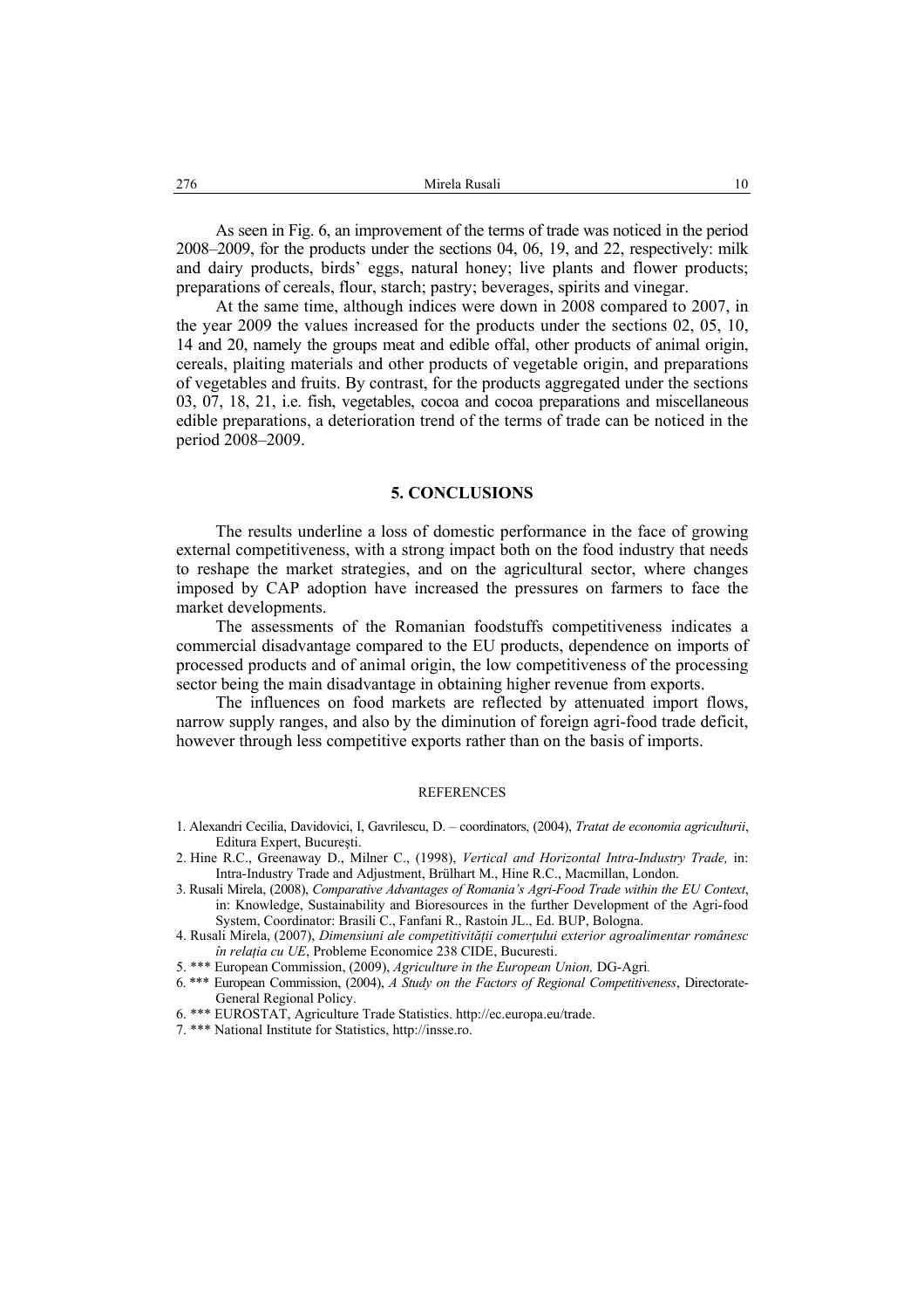As seen in Fig. 6, an improvement of the terms of trade was noticed in the period 2008–2009, for the products under the sections 04, 06, 19, and 22, respectively: milk and dairy products, birds' eggs, natural honey; live plants and flower products; preparations of cereals, flour, starch; pastry; beverages, spirits and vinegar.

At the same time, although indices were down in 2008 compared to 2007, in the year 2009 the values increased for the products under the sections 02, 05, 10, 14 and 20, namely the groups meat and edible offal, other products of animal origin, cereals, plaiting materials and other products of vegetable origin, and preparations of vegetables and fruits. By contrast, for the products aggregated under the sections 03, 07, 18, 21, i.e. fish, vegetables, cocoa and cocoa preparations and miscellaneous edible preparations, a deterioration trend of the terms of trade can be noticed in the period 2008–2009.

## 5. CONCLUSIONS

The results underline a loss of domestic performance in the face of growing external competitiveness, with a strong impact both on the food industry that needs to reshape the market strategies, and on the agricultural sector, where changes imposed by CAP adoption have increased the pressures on farmers to face the market developments.

The assessments of the Romanian foodstuffs competitiveness indicates a commercial disadvantage compared to the EU products, dependence on imports of processed products and of animal origin, the low competitiveness of the processing sector being the main disadvantage in obtaining higher revenue from exports.

The influences on food markets are reflected by attenuated import flows, narrow supply ranges, and also by the diminution of foreign agri-food trade deficit, however through less competitive exports rather than on the basis of imports.

### REFERENCES

1. Alexandri Cecilia, Davidovici, I, Gavrilescu, D. – coordinators, (2004), *Tratat de economia agriculturii*, Editura Expert, București.
2. Hine R.C., Greenaway D., Milner C., (1998), *Vertical and Horizontal Intra-Industry Trade,* in: Intra-Industry Trade and Adjustment, Brülhart M., Hine R.C., Macmillan, London.
3. Rusali Mirela, (2008), *Comparative Advantages of Romania's Agri-Food Trade within the EU Context*, in: Knowledge, Sustainability and Bioresources in the further Development of the Agri-food System, Coordinator: Brasili C., Fanfani R., Rastoin JL., Ed. BUP, Bologna.
4. Rusali Mirela, (2007), *Dimensiuni ale competitivității comerțului exterior agroalimentar românesc în relația cu UE*, Probleme Economice 238 CIDE, Bucuresti.
5. *** European Commission, (2009), *Agriculture in the European Union,* DG-Agri.
6. *** European Commission, (2004), *A Study on the Factors of Regional Competitiveness*, Directorate-General Regional Policy.
6. *** EUROSTAT, Agriculture Trade Statistics. http://ec.europa.eu/trade.
7. *** National Institute for Statistics, http://insse.ro.